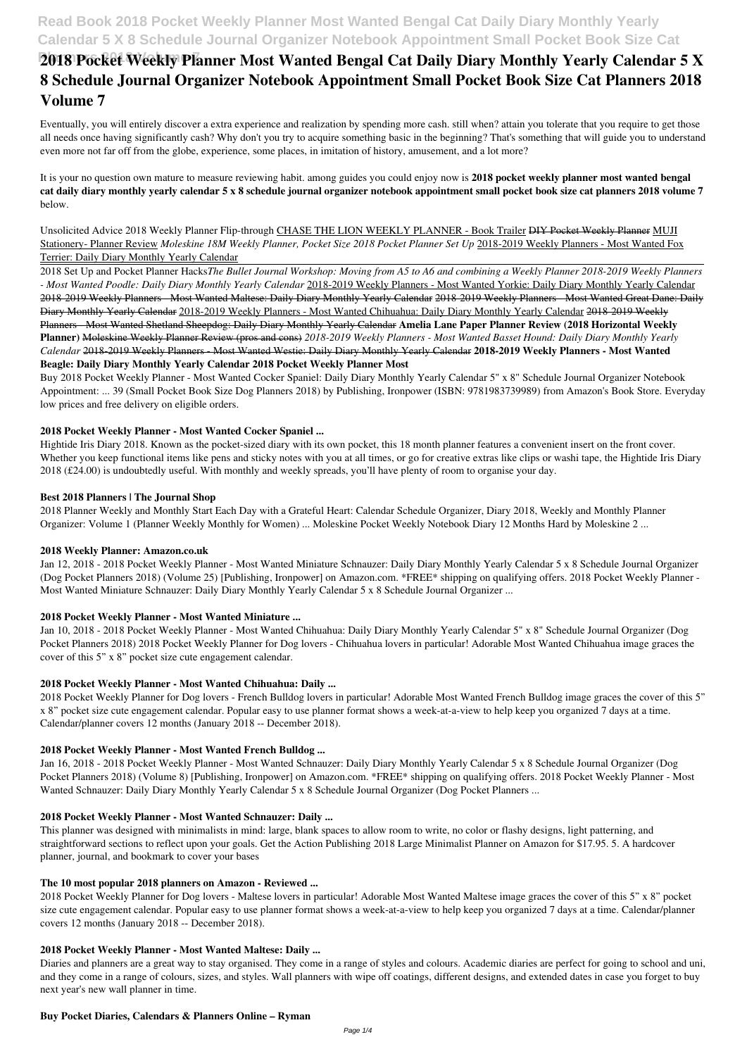# 2018 Pocket Weekly Planner Most Wanted Bengal Cat Daily Diary Monthly Yearly Calendar 5 X 8 Schedule Journal Organizer Notebook Appointment Small Pocket Book Size Cat Planners 2018 Volume 7

Eventually, you will entirely discover a extra experience and realization by spending more cash. still when? attain you tolerate that you require to get those all needs once having significantly cash? Why don't you try to acquire something basic in the beginning? That's something that will guide you to understand even more not far off from the globe, experience, some places, in imitation of history, amusement, and a lot more?

It is your no question own mature to measure reviewing habit. among guides you could enjoy now is **2018 pocket weekly planner most wanted bengal cat daily diary monthly yearly calendar 5 x 8 schedule journal organizer notebook appointment small pocket book size cat planners 2018 volume 7** below.

Unsolicited Advice 2018 Weekly Planner Flip-through CHASE THE LION WEEKLY PLANNER - Book Trailer ~~DIY Pocket Weekly Planner~~ MUJI Stationery- Planner Review *Moleskine 18M Weekly Planner, Pocket Size 2018 Pocket Planner Set Up* 2018-2019 Weekly Planners - Most Wanted Fox Terrier: Daily Diary Monthly Yearly Calendar

2018 Set Up and Pocket Planner Hacks*The Bullet Journal Workshop: Moving from A5 to A6 and combining a Weekly Planner 2018-2019 Weekly Planners - Most Wanted Poodle: Daily Diary Monthly Yearly Calendar* 2018-2019 Weekly Planners - Most Wanted Yorkie: Daily Diary Monthly Yearly Calendar ~~2018-2019 Weekly Planners - Most Wanted Maltese: Daily Diary Monthly Yearly Calendar~~ ~~2018-2019 Weekly Planners - Most Wanted Great Dane: Daily Diary Monthly Yearly Calendar~~ 2018-2019 Weekly Planners - Most Wanted Chihuahua: Daily Diary Monthly Yearly Calendar ~~2018-2019 Weekly Planners - Most Wanted Shetland Sheepdog: Daily Diary Monthly Yearly Calendar~~ **Amelia Lane Paper Planner Review (2018 Horizontal Weekly Planner)** ~~Moleskine Weekly Planner Review (pros and cons)~~ *2018-2019 Weekly Planners - Most Wanted Basset Hound: Daily Diary Monthly Yearly Calendar* ~~2018-2019 Weekly Planners - Most Wanted Westie: Daily Diary Monthly Yearly Calendar~~ **2018-2019 Weekly Planners - Most Wanted Beagle: Daily Diary Monthly Yearly Calendar 2018 Pocket Weekly Planner Most**

Buy 2018 Pocket Weekly Planner - Most Wanted Cocker Spaniel: Daily Diary Monthly Yearly Calendar 5" x 8" Schedule Journal Organizer Notebook Appointment: ... 39 (Small Pocket Book Size Dog Planners 2018) by Publishing, Ironpower (ISBN: 9781983739989) from Amazon's Book Store. Everyday low prices and free delivery on eligible orders.

### 2018 Pocket Weekly Planner - Most Wanted Cocker Spaniel ...

Hightide Iris Diary 2018. Known as the pocket-sized diary with its own pocket, this 18 month planner features a convenient insert on the front cover. Whether you keep functional items like pens and sticky notes with you at all times, or go for creative extras like clips or washi tape, the Hightide Iris Diary 2018 (£24.00) is undoubtedly useful. With monthly and weekly spreads, you'll have plenty of room to organise your day.

### Best 2018 Planners | The Journal Shop

2018 Planner Weekly and Monthly Start Each Day with a Grateful Heart: Calendar Schedule Organizer, Diary 2018, Weekly and Monthly Planner Organizer: Volume 1 (Planner Weekly Monthly for Women) ... Moleskine Pocket Weekly Notebook Diary 12 Months Hard by Moleskine 2 ...

### 2018 Weekly Planner: Amazon.co.uk

Jan 12, 2018 - 2018 Pocket Weekly Planner - Most Wanted Miniature Schnauzer: Daily Diary Monthly Yearly Calendar 5 x 8 Schedule Journal Organizer (Dog Pocket Planners 2018) (Volume 25) [Publishing, Ironpower] on Amazon.com. *FREE* shipping on qualifying offers. 2018 Pocket Weekly Planner - Most Wanted Miniature Schnauzer: Daily Diary Monthly Yearly Calendar 5 x 8 Schedule Journal Organizer ...

### 2018 Pocket Weekly Planner - Most Wanted Miniature ...

Jan 10, 2018 - 2018 Pocket Weekly Planner - Most Wanted Chihuahua: Daily Diary Monthly Yearly Calendar 5" x 8" Schedule Journal Organizer (Dog Pocket Planners 2018) 2018 Pocket Weekly Planner for Dog lovers - Chihuahua lovers in particular! Adorable Most Wanted Chihuahua image graces the cover of this 5" x 8" pocket size cute engagement calendar.

### 2018 Pocket Weekly Planner - Most Wanted Chihuahua: Daily ...

2018 Pocket Weekly Planner for Dog lovers - French Bulldog lovers in particular! Adorable Most Wanted French Bulldog image graces the cover of this 5" x 8" pocket size cute engagement calendar. Popular easy to use planner format shows a week-at-a-view to help keep you organized 7 days at a time. Calendar/planner covers 12 months (January 2018 -- December 2018).

### 2018 Pocket Weekly Planner - Most Wanted French Bulldog ...

Jan 16, 2018 - 2018 Pocket Weekly Planner - Most Wanted Schnauzer: Daily Diary Monthly Yearly Calendar 5 x 8 Schedule Journal Organizer (Dog Pocket Planners 2018) (Volume 8) [Publishing, Ironpower] on Amazon.com. *FREE* shipping on qualifying offers. 2018 Pocket Weekly Planner - Most Wanted Schnauzer: Daily Diary Monthly Yearly Calendar 5 x 8 Schedule Journal Organizer (Dog Pocket Planners ...

### 2018 Pocket Weekly Planner - Most Wanted Schnauzer: Daily ...

This planner was designed with minimalists in mind: large, blank spaces to allow room to write, no color or flashy designs, light patterning, and straightforward sections to reflect upon your goals. Get the Action Publishing 2018 Large Minimalist Planner on Amazon for $17.95. 5. A hardcover planner, journal, and bookmark to cover your bases

### The 10 most popular 2018 planners on Amazon - Reviewed ...

2018 Pocket Weekly Planner for Dog lovers - Maltese lovers in particular! Adorable Most Wanted Maltese image graces the cover of this 5" x 8" pocket size cute engagement calendar. Popular easy to use planner format shows a week-at-a-view to help keep you organized 7 days at a time. Calendar/planner covers 12 months (January 2018 -- December 2018).

### 2018 Pocket Weekly Planner - Most Wanted Maltese: Daily ...

Diaries and planners are a great way to stay organised. They come in a range of styles and colours. Academic diaries are perfect for going to school and uni, and they come in a range of colours, sizes, and styles. Wall planners with wipe off coatings, different designs, and extended dates in case you forget to buy next year's new wall planner in time.

### Buy Pocket Diaries, Calendars & Planners Online – Ryman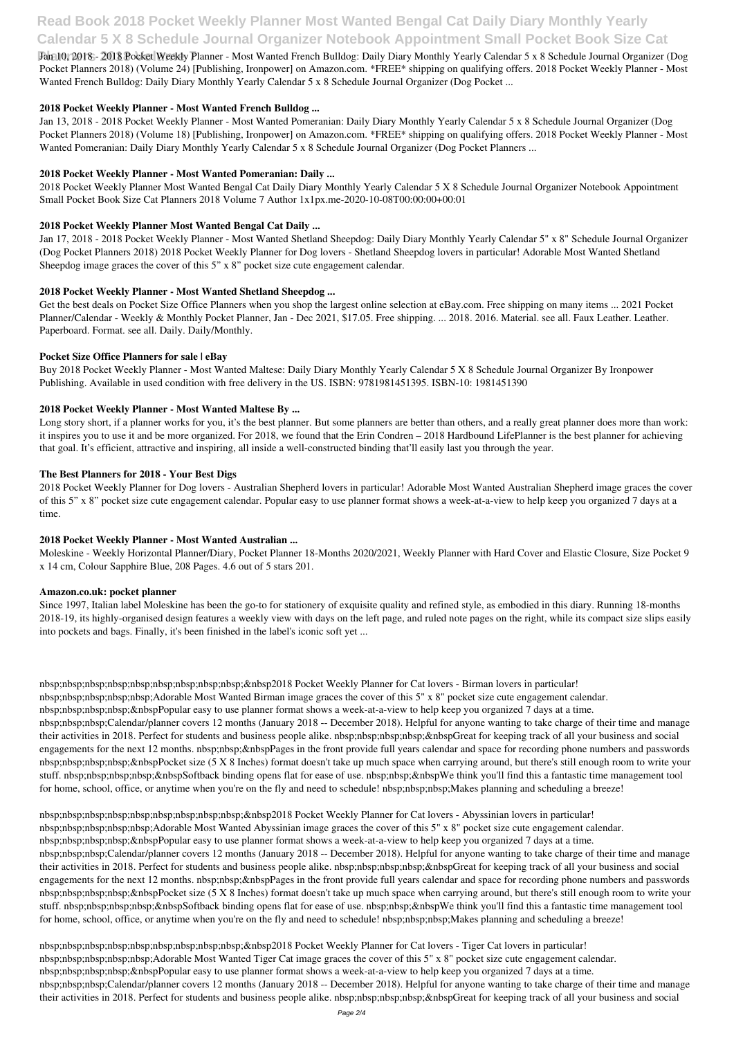Jan 10, 2018 - 2018 Pocket Weekly Planner - Most Wanted French Bulldog: Daily Diary Monthly Yearly Calendar 5 x 8 Schedule Journal Organizer (Dog Pocket Planners 2018) (Volume 24) [Publishing, Ironpower] on Amazon.com. *FREE* shipping on qualifying offers. 2018 Pocket Weekly Planner - Most Wanted French Bulldog: Daily Diary Monthly Yearly Calendar 5 x 8 Schedule Journal Organizer (Dog Pocket ...

### 2018 Pocket Weekly Planner - Most Wanted French Bulldog ...

Jan 13, 2018 - 2018 Pocket Weekly Planner - Most Wanted Pomeranian: Daily Diary Monthly Yearly Calendar 5 x 8 Schedule Journal Organizer (Dog Pocket Planners 2018) (Volume 18) [Publishing, Ironpower] on Amazon.com. *FREE* shipping on qualifying offers. 2018 Pocket Weekly Planner - Most Wanted Pomeranian: Daily Diary Monthly Yearly Calendar 5 x 8 Schedule Journal Organizer (Dog Pocket Planners ...

### 2018 Pocket Weekly Planner - Most Wanted Pomeranian: Daily ...

2018 Pocket Weekly Planner Most Wanted Bengal Cat Daily Diary Monthly Yearly Calendar 5 X 8 Schedule Journal Organizer Notebook Appointment Small Pocket Book Size Cat Planners 2018 Volume 7 Author 1x1px.me-2020-10-08T00:00:00+00:01

### 2018 Pocket Weekly Planner Most Wanted Bengal Cat Daily ...

Jan 17, 2018 - 2018 Pocket Weekly Planner - Most Wanted Shetland Sheepdog: Daily Diary Monthly Yearly Calendar 5" x 8" Schedule Journal Organizer (Dog Pocket Planners 2018) 2018 Pocket Weekly Planner for Dog lovers - Shetland Sheepdog lovers in particular! Adorable Most Wanted Shetland Sheepdog image graces the cover of this 5" x 8" pocket size cute engagement calendar.

### 2018 Pocket Weekly Planner - Most Wanted Shetland Sheepdog ...

Get the best deals on Pocket Size Office Planners when you shop the largest online selection at eBay.com. Free shipping on many items ... 2021 Pocket Planner/Calendar - Weekly & Monthly Pocket Planner, Jan - Dec 2021, $17.05. Free shipping. ... 2018. 2016. Material. see all. Faux Leather. Leather. Paperboard. Format. see all. Daily. Daily/Monthly.

### Pocket Size Office Planners for sale | eBay

Buy 2018 Pocket Weekly Planner - Most Wanted Maltese: Daily Diary Monthly Yearly Calendar 5 X 8 Schedule Journal Organizer By Ironpower Publishing. Available in used condition with free delivery in the US. ISBN: 9781981451395. ISBN-10: 1981451390

### 2018 Pocket Weekly Planner - Most Wanted Maltese By ...

Long story short, if a planner works for you, it's the best planner. But some planners are better than others, and a really great planner does more than work: it inspires you to use it and be more organized. For 2018, we found that the Erin Condren – 2018 Hardbound LifePlanner is the best planner for achieving that goal. It's efficient, attractive and inspiring, all inside a well-constructed binding that'll easily last you through the year.

### The Best Planners for 2018 - Your Best Digs

2018 Pocket Weekly Planner for Dog lovers - Australian Shepherd lovers in particular! Adorable Most Wanted Australian Shepherd image graces the cover of this 5" x 8" pocket size cute engagement calendar. Popular easy to use planner format shows a week-at-a-view to help keep you organized 7 days at a time.

### 2018 Pocket Weekly Planner - Most Wanted Australian ...

Moleskine - Weekly Horizontal Planner/Diary, Pocket Planner 18-Months 2020/2021, Weekly Planner with Hard Cover and Elastic Closure, Size Pocket 9 x 14 cm, Colour Sapphire Blue, 208 Pages. 4.6 out of 5 stars 201.

### Amazon.co.uk: pocket planner

Since 1997, Italian label Moleskine has been the go-to for stationery of exquisite quality and refined style, as embodied in this diary. Running 18-months 2018-19, its highly-organised design features a weekly view with days on the left page, and ruled note pages on the right, while its compact size slips easily into pockets and bags. Finally, it's been finished in the label's iconic soft yet ...

nbsp;nbsp;nbsp;nbsp;nbsp;nbsp;nbsp;nbsp;nbsp;&nbsp2018 Pocket Weekly Planner for Cat lovers - Birman lovers in particular! nbsp;nbsp;nbsp;nbsp;nbsp;Adorable Most Wanted Birman image graces the cover of this 5" x 8" pocket size cute engagement calendar. nbsp;nbsp;nbsp;nbsp;&nbspPopular easy to use planner format shows a week-at-a-view to help keep you organized 7 days at a time. nbsp;nbsp;nbsp;Calendar/planner covers 12 months (January 2018 -- December 2018). Helpful for anyone wanting to take charge of their time and manage their activities in 2018. Perfect for students and business people alike. nbsp;nbsp;nbsp;nbsp;&nbspGreat for keeping track of all your business and social engagements for the next 12 months. nbsp;nbsp;&nbspPages in the front provide full years calendar and space for recording phone numbers and passwords nbsp;nbsp;nbsp;nbsp;&nbspPocket size (5 X 8 Inches) format doesn't take up much space when carrying around, but there's still enough room to write your stuff. nbsp;nbsp;nbsp;nbsp;&nbspSoftback binding opens flat for ease of use. nbsp;nbsp;&nbspWe think you'll find this a fantastic time management tool for home, school, office, or anytime when you're on the fly and need to schedule! nbsp;nbsp;nbsp;Makes planning and scheduling a breeze!

nbsp;nbsp;nbsp;nbsp;nbsp;nbsp;nbsp;nbsp;nbsp;&nbsp2018 Pocket Weekly Planner for Cat lovers - Abyssinian lovers in particular! nbsp;nbsp;nbsp;nbsp;nbsp;Adorable Most Wanted Abyssinian image graces the cover of this 5" x 8" pocket size cute engagement calendar. nbsp;nbsp;nbsp;nbsp;&nbspPopular easy to use planner format shows a week-at-a-view to help keep you organized 7 days at a time. nbsp;nbsp;nbsp;Calendar/planner covers 12 months (January 2018 -- December 2018). Helpful for anyone wanting to take charge of their time and manage their activities in 2018. Perfect for students and business people alike. nbsp;nbsp;nbsp;nbsp;&nbspGreat for keeping track of all your business and social engagements for the next 12 months. nbsp;nbsp;&nbspPages in the front provide full years calendar and space for recording phone numbers and passwords nbsp;nbsp;nbsp;nbsp;&nbspPocket size (5 X 8 Inches) format doesn't take up much space when carrying around, but there's still enough room to write your stuff. nbsp;nbsp;nbsp;nbsp;&nbspSoftback binding opens flat for ease of use. nbsp;nbsp;&nbspWe think you'll find this a fantastic time management tool for home, school, office, or anytime when you're on the fly and need to schedule! nbsp;nbsp;nbsp;Makes planning and scheduling a breeze!

nbsp;nbsp;nbsp;nbsp;nbsp;nbsp;nbsp;nbsp;nbsp;&nbsp2018 Pocket Weekly Planner for Cat lovers - Tiger Cat lovers in particular! nbsp;nbsp;nbsp;nbsp;nbsp;Adorable Most Wanted Tiger Cat image graces the cover of this 5" x 8" pocket size cute engagement calendar. nbsp;nbsp;nbsp;nbsp;&nbspPopular easy to use planner format shows a week-at-a-view to help keep you organized 7 days at a time. nbsp;nbsp;nbsp;Calendar/planner covers 12 months (January 2018 -- December 2018). Helpful for anyone wanting to take charge of their time and manage their activities in 2018. Perfect for students and business people alike. nbsp;nbsp;nbsp;nbsp;&nbspGreat for keeping track of all your business and social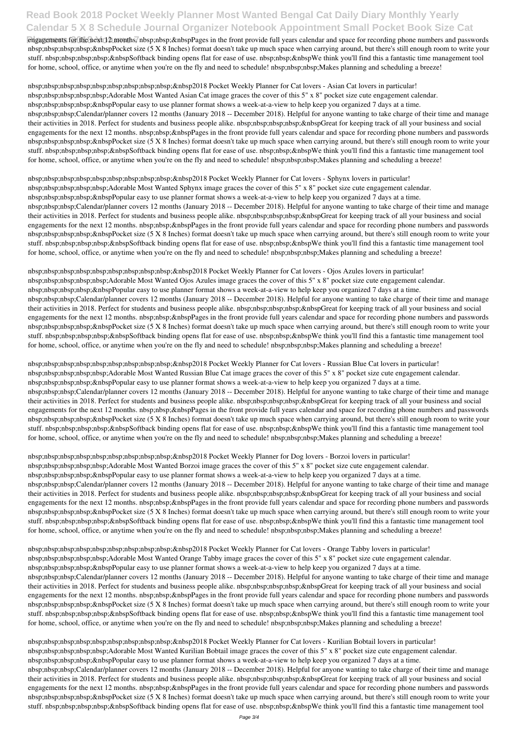engagements for the next 12 months. nbsp;nbsp;&nbspPages in the front provide full years calendar and space for recording phone numbers and passwords nbsp;nbsp;nbsp;nbsp;&nbspPocket size (5 X 8 Inches) format doesn't take up much space when carrying around, but there's still enough room to write your stuff. nbsp;nbsp;nbsp;nbsp;&nbspSoftback binding opens flat for ease of use. nbsp;nbsp;&nbspWe think you'll find this a fantastic time management tool for home, school, office, or anytime when you're on the fly and need to schedule! nbsp;nbsp;nbsp;Makes planning and scheduling a breeze!

nbsp;nbsp;nbsp;nbsp;nbsp;nbsp;nbsp;nbsp;nbsp;&nbsp2018 Pocket Weekly Planner for Cat lovers - Asian Cat lovers in particular! nbsp;nbsp;nbsp;nbsp;nbsp;Adorable Most Wanted Asian Cat image graces the cover of this 5" x 8" pocket size cute engagement calendar. nbsp;nbsp;nbsp;nbsp;&nbspPopular easy to use planner format shows a week-at-a-view to help keep you organized 7 days at a time. nbsp;nbsp;nbsp;Calendar/planner covers 12 months (January 2018 -- December 2018). Helpful for anyone wanting to take charge of their time and manage their activities in 2018. Perfect for students and business people alike. nbsp;nbsp;nbsp;nbsp;&nbspGreat for keeping track of all your business and social engagements for the next 12 months. nbsp;nbsp;&nbspPages in the front provide full years calendar and space for recording phone numbers and passwords nbsp;nbsp;nbsp;nbsp;&nbspPocket size (5 X 8 Inches) format doesn't take up much space when carrying around, but there's still enough room to write your stuff. nbsp;nbsp;nbsp;nbsp;&nbspSoftback binding opens flat for ease of use. nbsp;nbsp;&nbspWe think you'll find this a fantastic time management tool for home, school, office, or anytime when you're on the fly and need to schedule! nbsp;nbsp;nbsp;Makes planning and scheduling a breeze!

nbsp;nbsp;nbsp;nbsp;nbsp;nbsp;nbsp;nbsp;nbsp;&nbsp2018 Pocket Weekly Planner for Cat lovers - Sphynx lovers in particular! nbsp;nbsp;nbsp;nbsp;nbsp;Adorable Most Wanted Sphynx image graces the cover of this 5" x 8" pocket size cute engagement calendar. nbsp;nbsp;nbsp;nbsp;&nbspPopular easy to use planner format shows a week-at-a-view to help keep you organized 7 days at a time. nbsp;nbsp;nbsp;Calendar/planner covers 12 months (January 2018 -- December 2018). Helpful for anyone wanting to take charge of their time and manage their activities in 2018. Perfect for students and business people alike. nbsp;nbsp;nbsp;nbsp;&nbspGreat for keeping track of all your business and social engagements for the next 12 months. nbsp;nbsp;&nbspPages in the front provide full years calendar and space for recording phone numbers and passwords nbsp;nbsp;nbsp;nbsp;&nbspPocket size (5 X 8 Inches) format doesn't take up much space when carrying around, but there's still enough room to write your stuff. nbsp;nbsp;nbsp;nbsp;&nbspSoftback binding opens flat for ease of use. nbsp;nbsp;&nbspWe think you'll find this a fantastic time management tool for home, school, office, or anytime when you're on the fly and need to schedule! nbsp;nbsp;nbsp;Makes planning and scheduling a breeze!

nbsp;nbsp;nbsp;nbsp;nbsp;nbsp;nbsp;nbsp;nbsp;&nbsp2018 Pocket Weekly Planner for Cat lovers - Ojos Azules lovers in particular! nbsp;nbsp;nbsp;nbsp;nbsp;Adorable Most Wanted Ojos Azules image graces the cover of this 5" x 8" pocket size cute engagement calendar. nbsp;nbsp;nbsp;nbsp;&nbspPopular easy to use planner format shows a week-at-a-view to help keep you organized 7 days at a time. nbsp;nbsp;nbsp;Calendar/planner covers 12 months (January 2018 -- December 2018). Helpful for anyone wanting to take charge of their time and manage their activities in 2018. Perfect for students and business people alike. nbsp;nbsp;nbsp;nbsp;&nbspGreat for keeping track of all your business and social engagements for the next 12 months. nbsp;nbsp;&nbspPages in the front provide full years calendar and space for recording phone numbers and passwords nbsp;nbsp;nbsp;nbsp;&nbspPocket size (5 X 8 Inches) format doesn't take up much space when carrying around, but there's still enough room to write your stuff. nbsp;nbsp;nbsp;nbsp;&nbspSoftback binding opens flat for ease of use. nbsp;nbsp;&nbspWe think you'll find this a fantastic time management tool for home, school, office, or anytime when you're on the fly and need to schedule! nbsp;nbsp;nbsp;Makes planning and scheduling a breeze!

nbsp;nbsp;nbsp;nbsp;nbsp;nbsp;nbsp;nbsp;nbsp;&nbsp2018 Pocket Weekly Planner for Cat lovers - Russian Blue Cat lovers in particular! nbsp;nbsp;nbsp;nbsp;nbsp;Adorable Most Wanted Russian Blue Cat image graces the cover of this 5" x 8" pocket size cute engagement calendar. nbsp;nbsp;nbsp;nbsp;&nbspPopular easy to use planner format shows a week-at-a-view to help keep you organized 7 days at a time. nbsp;nbsp;nbsp;Calendar/planner covers 12 months (January 2018 -- December 2018). Helpful for anyone wanting to take charge of their time and manage their activities in 2018. Perfect for students and business people alike. nbsp;nbsp;nbsp;nbsp;&nbspGreat for keeping track of all your business and social engagements for the next 12 months. nbsp;nbsp;&nbspPages in the front provide full years calendar and space for recording phone numbers and passwords nbsp;nbsp;nbsp;nbsp;&nbspPocket size (5 X 8 Inches) format doesn't take up much space when carrying around, but there's still enough room to write your stuff. nbsp;nbsp;nbsp;nbsp;&nbspSoftback binding opens flat for ease of use. nbsp;nbsp;&nbspWe think you'll find this a fantastic time management tool for home, school, office, or anytime when you're on the fly and need to schedule! nbsp;nbsp;nbsp;Makes planning and scheduling a breeze!

nbsp;nbsp;nbsp;nbsp;nbsp;nbsp;nbsp;nbsp;nbsp;&nbsp2018 Pocket Weekly Planner for Dog lovers - Borzoi lovers in particular! nbsp;nbsp;nbsp;nbsp;nbsp;Adorable Most Wanted Borzoi image graces the cover of this 5" x 8" pocket size cute engagement calendar. nbsp;nbsp;nbsp;nbsp;&nbspPopular easy to use planner format shows a week-at-a-view to help keep you organized 7 days at a time. nbsp;nbsp;nbsp;Calendar/planner covers 12 months (January 2018 -- December 2018). Helpful for anyone wanting to take charge of their time and manage their activities in 2018. Perfect for students and business people alike. nbsp;nbsp;nbsp;nbsp;&nbspGreat for keeping track of all your business and social engagements for the next 12 months. nbsp;nbsp;&nbspPages in the front provide full years calendar and space for recording phone numbers and passwords nbsp;nbsp;nbsp;nbsp;&nbspPocket size (5 X 8 Inches) format doesn't take up much space when carrying around, but there's still enough room to write your stuff. nbsp;nbsp;nbsp;nbsp;&nbspSoftback binding opens flat for ease of use. nbsp;nbsp;&nbspWe think you'll find this a fantastic time management tool for home, school, office, or anytime when you're on the fly and need to schedule! nbsp;nbsp;nbsp;Makes planning and scheduling a breeze!

nbsp;nbsp;nbsp;nbsp;nbsp;nbsp;nbsp;nbsp;nbsp;&nbsp2018 Pocket Weekly Planner for Cat lovers - Orange Tabby lovers in particular! nbsp;nbsp;nbsp;nbsp;nbsp;Adorable Most Wanted Orange Tabby image graces the cover of this 5" x 8" pocket size cute engagement calendar. nbsp;nbsp;nbsp;nbsp;&nbspPopular easy to use planner format shows a week-at-a-view to help keep you organized 7 days at a time. nbsp;nbsp;nbsp;Calendar/planner covers 12 months (January 2018 -- December 2018). Helpful for anyone wanting to take charge of their time and manage their activities in 2018. Perfect for students and business people alike. nbsp;nbsp;nbsp;nbsp;&nbspGreat for keeping track of all your business and social engagements for the next 12 months. nbsp;nbsp;&nbspPages in the front provide full years calendar and space for recording phone numbers and passwords nbsp;nbsp;nbsp;nbsp;&nbspPocket size (5 X 8 Inches) format doesn't take up much space when carrying around, but there's still enough room to write your stuff. nbsp;nbsp;nbsp;nbsp;&nbspSoftback binding opens flat for ease of use. nbsp;nbsp;&nbspWe think you'll find this a fantastic time management tool for home, school, office, or anytime when you're on the fly and need to schedule! nbsp;nbsp;nbsp;Makes planning and scheduling a breeze!

nbsp;nbsp;nbsp;nbsp;nbsp;nbsp;nbsp;nbsp;nbsp;&nbsp2018 Pocket Weekly Planner for Cat lovers - Kurilian Bobtail lovers in particular! nbsp;nbsp;nbsp;nbsp;nbsp;Adorable Most Wanted Kurilian Bobtail image graces the cover of this 5" x 8" pocket size cute engagement calendar. nbsp;nbsp;nbsp;nbsp;&nbspPopular easy to use planner format shows a week-at-a-view to help keep you organized 7 days at a time. nbsp;nbsp;nbsp;Calendar/planner covers 12 months (January 2018 -- December 2018). Helpful for anyone wanting to take charge of their time and manage their activities in 2018. Perfect for students and business people alike. nbsp;nbsp;nbsp;nbsp;&nbspGreat for keeping track of all your business and social engagements for the next 12 months. nbsp;nbsp;&nbspPages in the front provide full years calendar and space for recording phone numbers and passwords nbsp;nbsp;nbsp;nbsp;&nbspPocket size (5 X 8 Inches) format doesn't take up much space when carrying around, but there's still enough room to write your stuff. nbsp;nbsp;nbsp;nbsp;&nbspSoftback binding opens flat for ease of use. nbsp;nbsp;&nbspWe think you'll find this a fantastic time management tool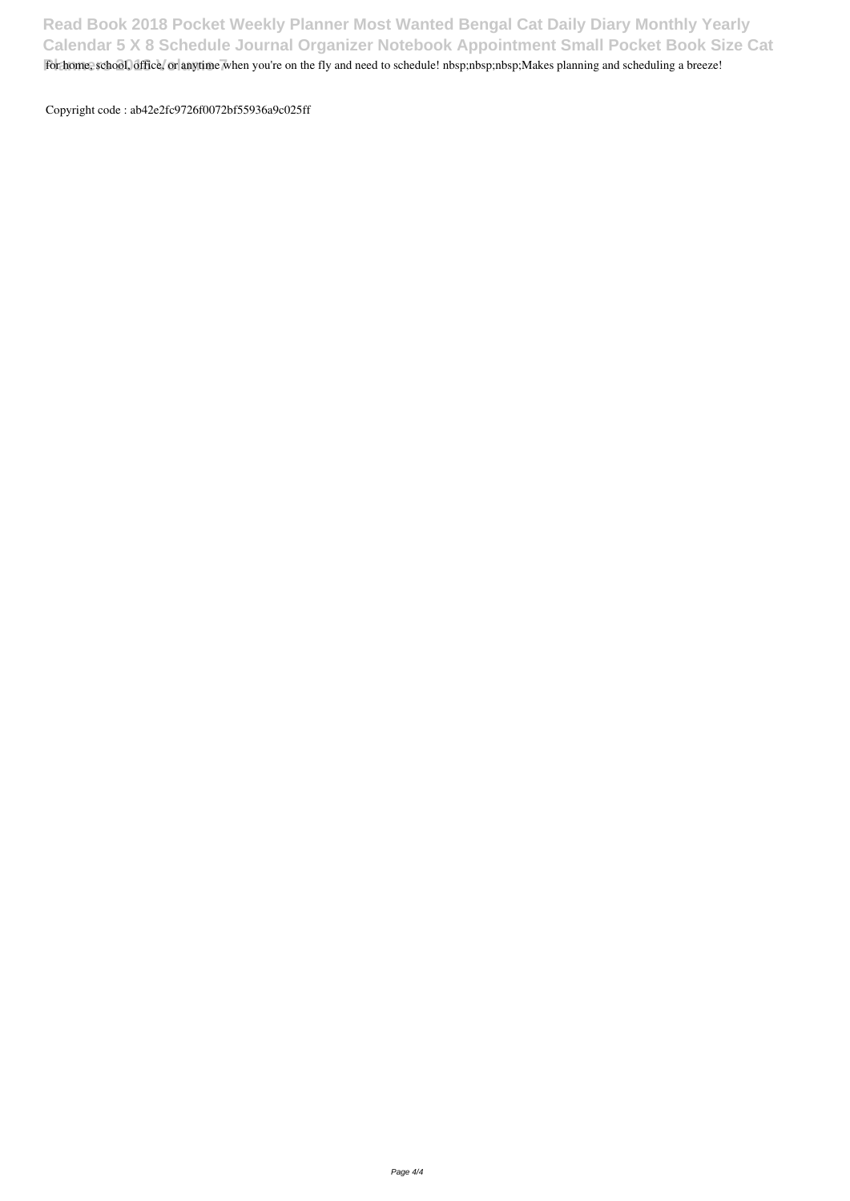for home, school, office, or anytime when you're on the fly and need to schedule! nbsp;nbsp;nbsp;Makes planning and scheduling a breeze!

Copyright code : ab42e2fc9726f0072bf55936a9c025ff